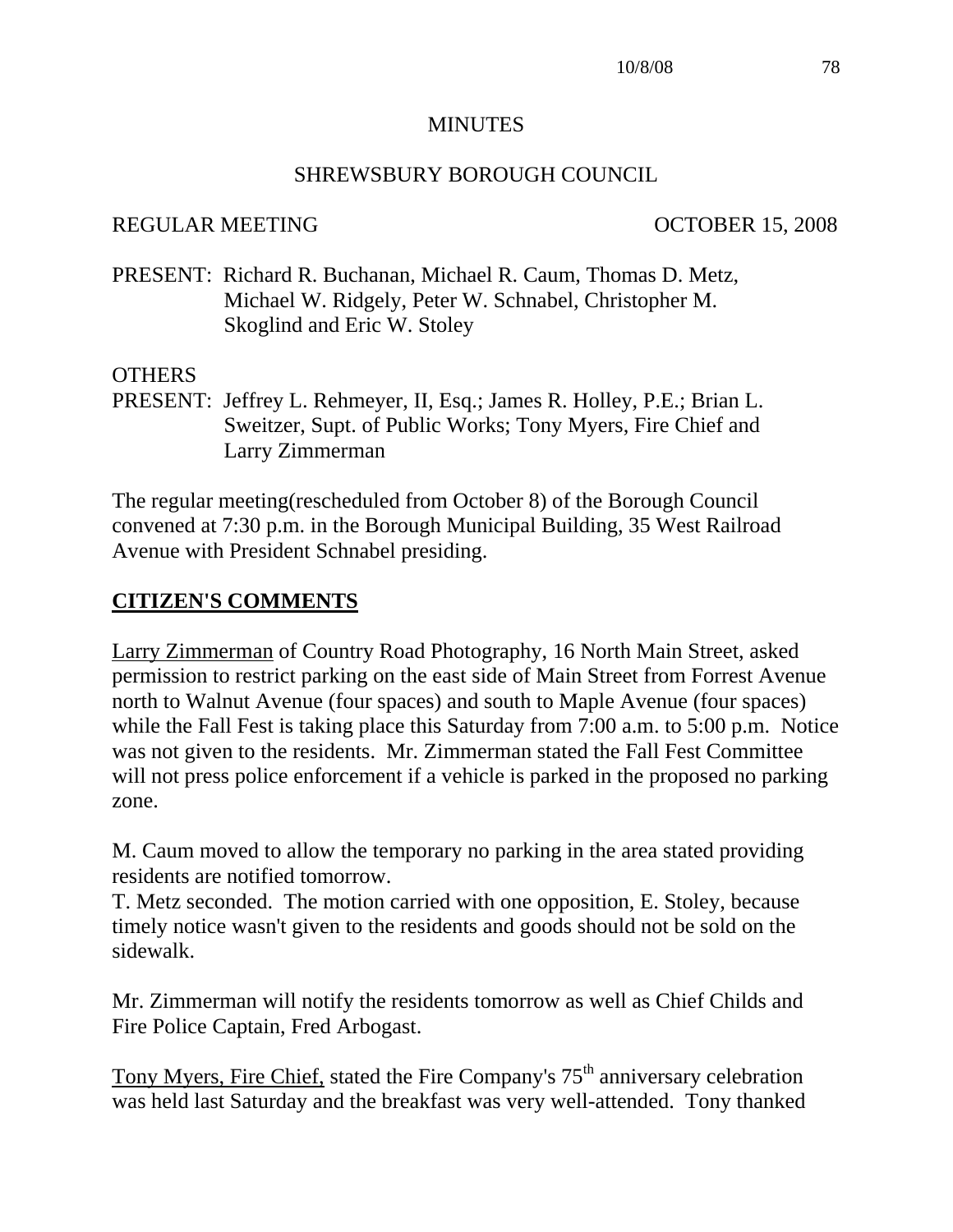MINUTES

SHREWSBURY BOROUGH COUNCIL

REGULAR MEETING OCTOBER 15, 2008

PRESENT: Richard R. Buchanan, Michael R. Caum, Thomas D. Metz, Michael W. Ridgely, Peter W. Schnabel, Christopher M. Skoglind and Eric W. Stoley

OTHERS
PRESENT: Jeffrey L. Rehmeyer, II, Esq.; James R. Holley, P.E.; Brian L. Sweitzer, Supt. of Public Works; Tony Myers, Fire Chief and Larry Zimmerman

The regular meeting(rescheduled from October 8) of the Borough Council convened at 7:30 p.m. in the Borough Municipal Building, 35 West Railroad Avenue with President Schnabel presiding.

## CITIZEN'S COMMENTS

Larry Zimmerman of Country Road Photography, 16 North Main Street, asked permission to restrict parking on the east side of Main Street from Forrest Avenue north to Walnut Avenue (four spaces) and south to Maple Avenue (four spaces) while the Fall Fest is taking place this Saturday from 7:00 a.m. to 5:00 p.m. Notice was not given to the residents. Mr. Zimmerman stated the Fall Fest Committee will not press police enforcement if a vehicle is parked in the proposed no parking zone.

M. Caum moved to allow the temporary no parking in the area stated providing residents are notified tomorrow.
T. Metz seconded. The motion carried with one opposition, E. Stoley, because timely notice wasn't given to the residents and goods should not be sold on the sidewalk.

Mr. Zimmerman will notify the residents tomorrow as well as Chief Childs and Fire Police Captain, Fred Arbogast.

Tony Myers, Fire Chief, stated the Fire Company's 75th anniversary celebration was held last Saturday and the breakfast was very well-attended. Tony thanked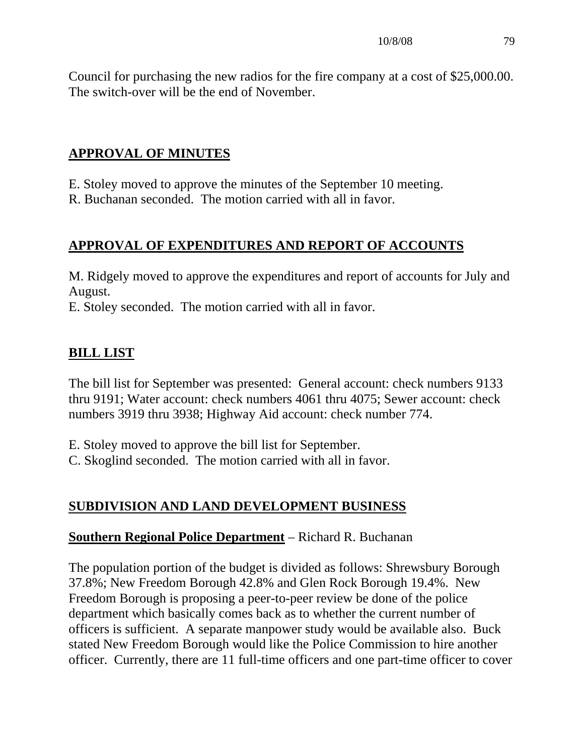Council for purchasing the new radios for the fire company at a cost of $25,000.00. The switch-over will be the end of November.

## APPROVAL OF MINUTES

E. Stoley moved to approve the minutes of the September 10 meeting.
R. Buchanan seconded. The motion carried with all in favor.

## APPROVAL OF EXPENDITURES AND REPORT OF ACCOUNTS

M. Ridgely moved to approve the expenditures and report of accounts for July and August.
E. Stoley seconded. The motion carried with all in favor.

## BILL LIST

The bill list for September was presented: General account: check numbers 9133 thru 9191; Water account: check numbers 4061 thru 4075; Sewer account: check numbers 3919 thru 3938; Highway Aid account: check number 774.

E. Stoley moved to approve the bill list for September.
C. Skoglind seconded. The motion carried with all in favor.

## SUBDIVISION AND LAND DEVELOPMENT BUSINESS

**Southern Regional Police Department** – Richard R. Buchanan

The population portion of the budget is divided as follows: Shrewsbury Borough 37.8%; New Freedom Borough 42.8% and Glen Rock Borough 19.4%. New Freedom Borough is proposing a peer-to-peer review be done of the police department which basically comes back as to whether the current number of officers is sufficient. A separate manpower study would be available also. Buck stated New Freedom Borough would like the Police Commission to hire another officer. Currently, there are 11 full-time officers and one part-time officer to cover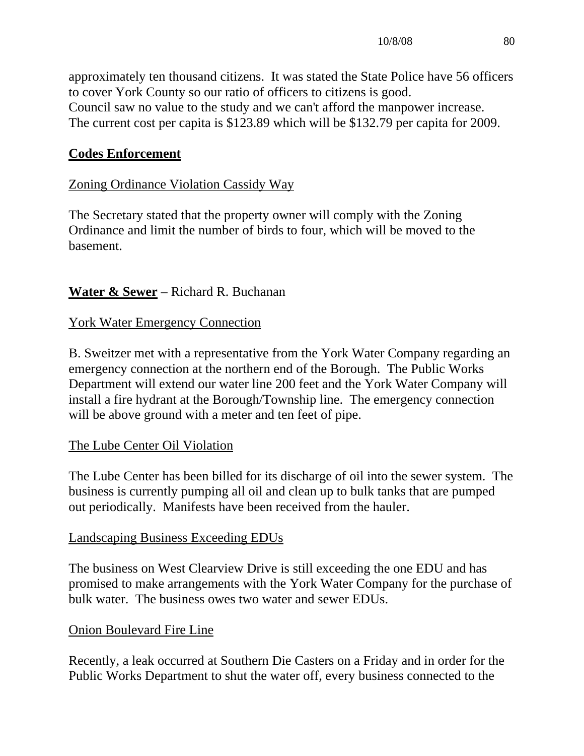approximately ten thousand citizens. It was stated the State Police have 56 officers to cover York County so our ratio of officers to citizens is good.
Council saw no value to the study and we can't afford the manpower increase.
The current cost per capita is $123.89 which will be $132.79 per capita for 2009.

**Codes Enforcement**

Zoning Ordinance Violation Cassidy Way

The Secretary stated that the property owner will comply with the Zoning Ordinance and limit the number of birds to four, which will be moved to the basement.

**Water & Sewer** – Richard R. Buchanan

York Water Emergency Connection

B. Sweitzer met with a representative from the York Water Company regarding an emergency connection at the northern end of the Borough. The Public Works Department will extend our water line 200 feet and the York Water Company will install a fire hydrant at the Borough/Township line. The emergency connection will be above ground with a meter and ten feet of pipe.

The Lube Center Oil Violation

The Lube Center has been billed for its discharge of oil into the sewer system. The business is currently pumping all oil and clean up to bulk tanks that are pumped out periodically. Manifests have been received from the hauler.

Landscaping Business Exceeding EDUs

The business on West Clearview Drive is still exceeding the one EDU and has promised to make arrangements with the York Water Company for the purchase of bulk water. The business owes two water and sewer EDUs.

Onion Boulevard Fire Line

Recently, a leak occurred at Southern Die Casters on a Friday and in order for the Public Works Department to shut the water off, every business connected to the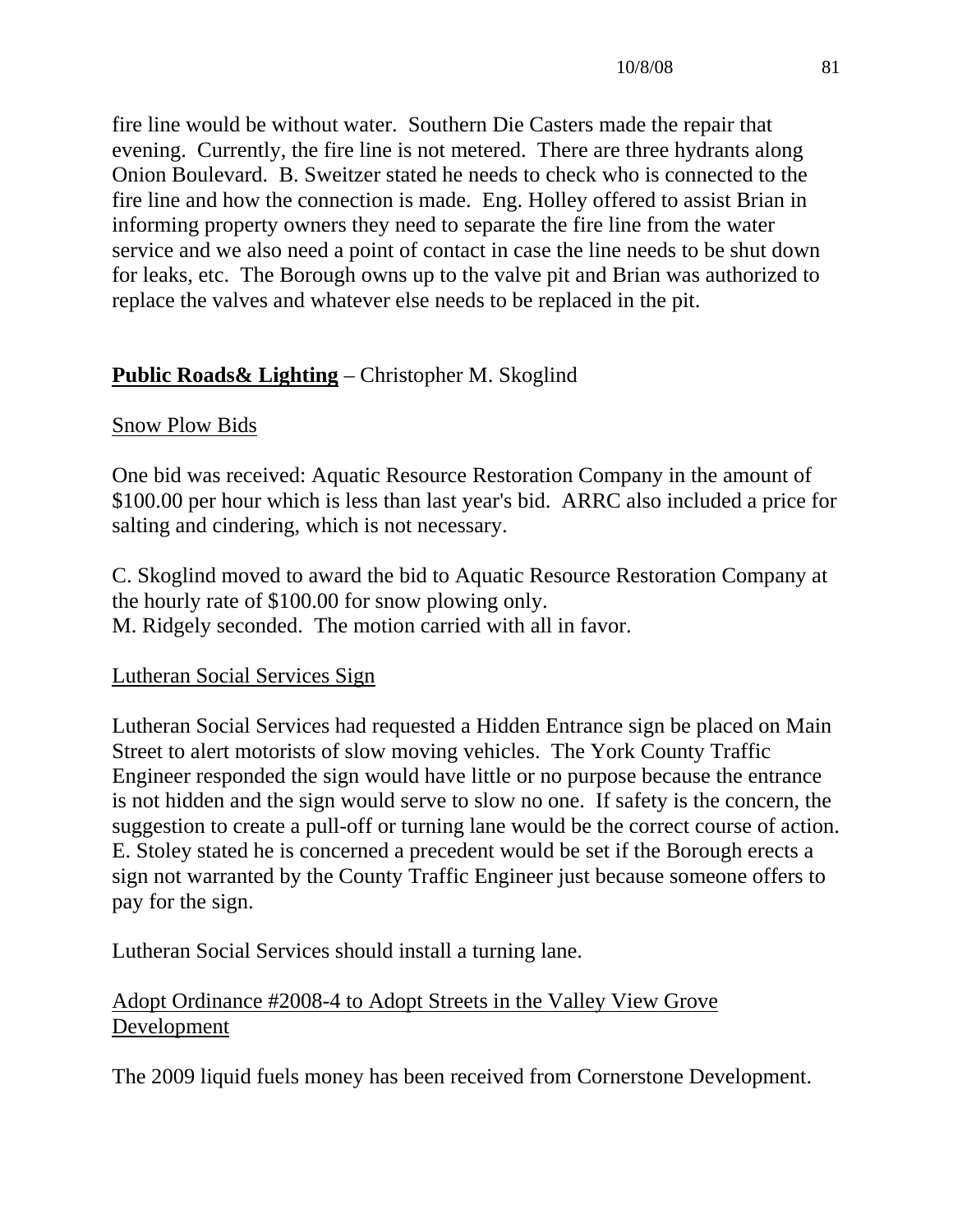fire line would be without water. Southern Die Casters made the repair that evening. Currently, the fire line is not metered. There are three hydrants along Onion Boulevard. B. Sweitzer stated he needs to check who is connected to the fire line and how the connection is made. Eng. Holley offered to assist Brian in informing property owners they need to separate the fire line from the water service and we also need a point of contact in case the line needs to be shut down for leaks, etc. The Borough owns up to the valve pit and Brian was authorized to replace the valves and whatever else needs to be replaced in the pit.

**<u>Public Roads& Lighting</u>** – Christopher M. Skoglind

<u>Snow Plow Bids</u>

One bid was received: Aquatic Resource Restoration Company in the amount of $100.00 per hour which is less than last year's bid. ARRC also included a price for salting and cindering, which is not necessary.

C. Skoglind moved to award the bid to Aquatic Resource Restoration Company at the hourly rate of $100.00 for snow plowing only.
M. Ridgely seconded. The motion carried with all in favor.

<u>Lutheran Social Services Sign</u>

Lutheran Social Services had requested a Hidden Entrance sign be placed on Main Street to alert motorists of slow moving vehicles. The York County Traffic Engineer responded the sign would have little or no purpose because the entrance is not hidden and the sign would serve to slow no one. If safety is the concern, the suggestion to create a pull-off or turning lane would be the correct course of action. E. Stoley stated he is concerned a precedent would be set if the Borough erects a sign not warranted by the County Traffic Engineer just because someone offers to pay for the sign.

Lutheran Social Services should install a turning lane.

<u>Adopt Ordinance #2008-4 to Adopt Streets in the Valley View Grove Development</u>

The 2009 liquid fuels money has been received from Cornerstone Development.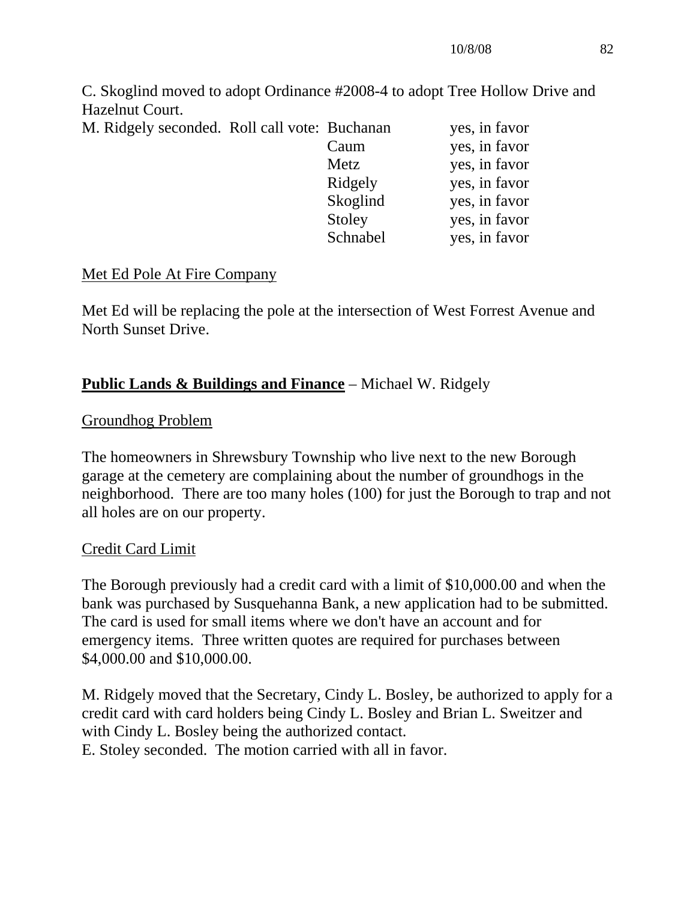C. Skoglind moved to adopt Ordinance #2008-4 to adopt Tree Hollow Drive and Hazelnut Court.

M. Ridgely seconded. Roll call vote:

| | |
|---|---|
| Buchanan | yes, in favor |
| Caum | yes, in favor |
| Metz | yes, in favor |
| Ridgely | yes, in favor |
| Skoglind | yes, in favor |
| Stoley | yes, in favor |
| Schnabel | yes, in favor |

Met Ed Pole At Fire Company

Met Ed will be replacing the pole at the intersection of West Forrest Avenue and North Sunset Drive.

**Public Lands & Buildings and Finance** – Michael W. Ridgely

Groundhog Problem

The homeowners in Shrewsbury Township who live next to the new Borough garage at the cemetery are complaining about the number of groundhogs in the neighborhood. There are too many holes (100) for just the Borough to trap and not all holes are on our property.

Credit Card Limit

The Borough previously had a credit card with a limit of $10,000.00 and when the bank was purchased by Susquehanna Bank, a new application had to be submitted. The card is used for small items where we don't have an account and for emergency items. Three written quotes are required for purchases between $4,000.00 and $10,000.00.

M. Ridgely moved that the Secretary, Cindy L. Bosley, be authorized to apply for a credit card with card holders being Cindy L. Bosley and Brian L. Sweitzer and with Cindy L. Bosley being the authorized contact.
E. Stoley seconded. The motion carried with all in favor.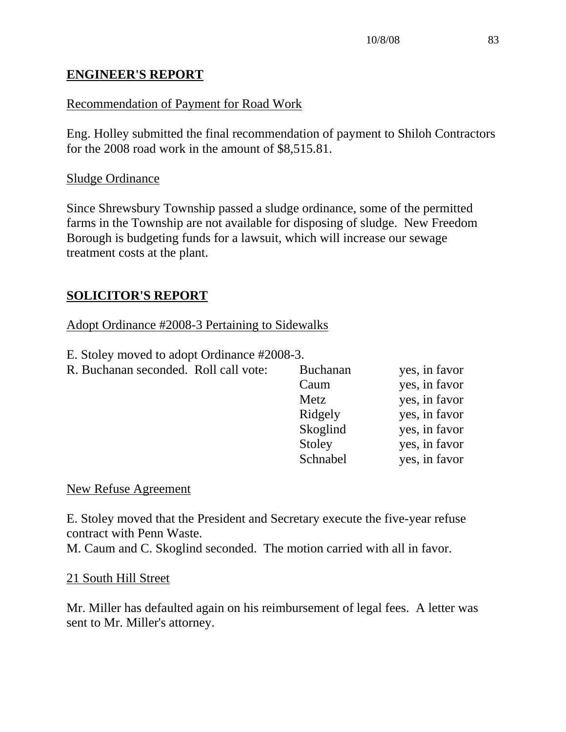## ENGINEER'S REPORT

Recommendation of Payment for Road Work

Eng. Holley submitted the final recommendation of payment to Shiloh Contractors for the 2008 road work in the amount of $8,515.81.

Sludge Ordinance

Since Shrewsbury Township passed a sludge ordinance, some of the permitted farms in the Township are not available for disposing of sludge. New Freedom Borough is budgeting funds for a lawsuit, which will increase our sewage treatment costs at the plant.

## SOLICITOR'S REPORT

Adopt Ordinance #2008-3 Pertaining to Sidewalks

E. Stoley moved to adopt Ordinance #2008-3.

R. Buchanan seconded. Roll call vote:

| | |
|---|---|
| Buchanan | yes, in favor |
| Caum | yes, in favor |
| Metz | yes, in favor |
| Ridgely | yes, in favor |
| Skoglind | yes, in favor |
| Stoley | yes, in favor |
| Schnabel | yes, in favor |

New Refuse Agreement

E. Stoley moved that the President and Secretary execute the five-year refuse contract with Penn Waste.
M. Caum and C. Skoglind seconded. The motion carried with all in favor.

21 South Hill Street

Mr. Miller has defaulted again on his reimbursement of legal fees. A letter was sent to Mr. Miller's attorney.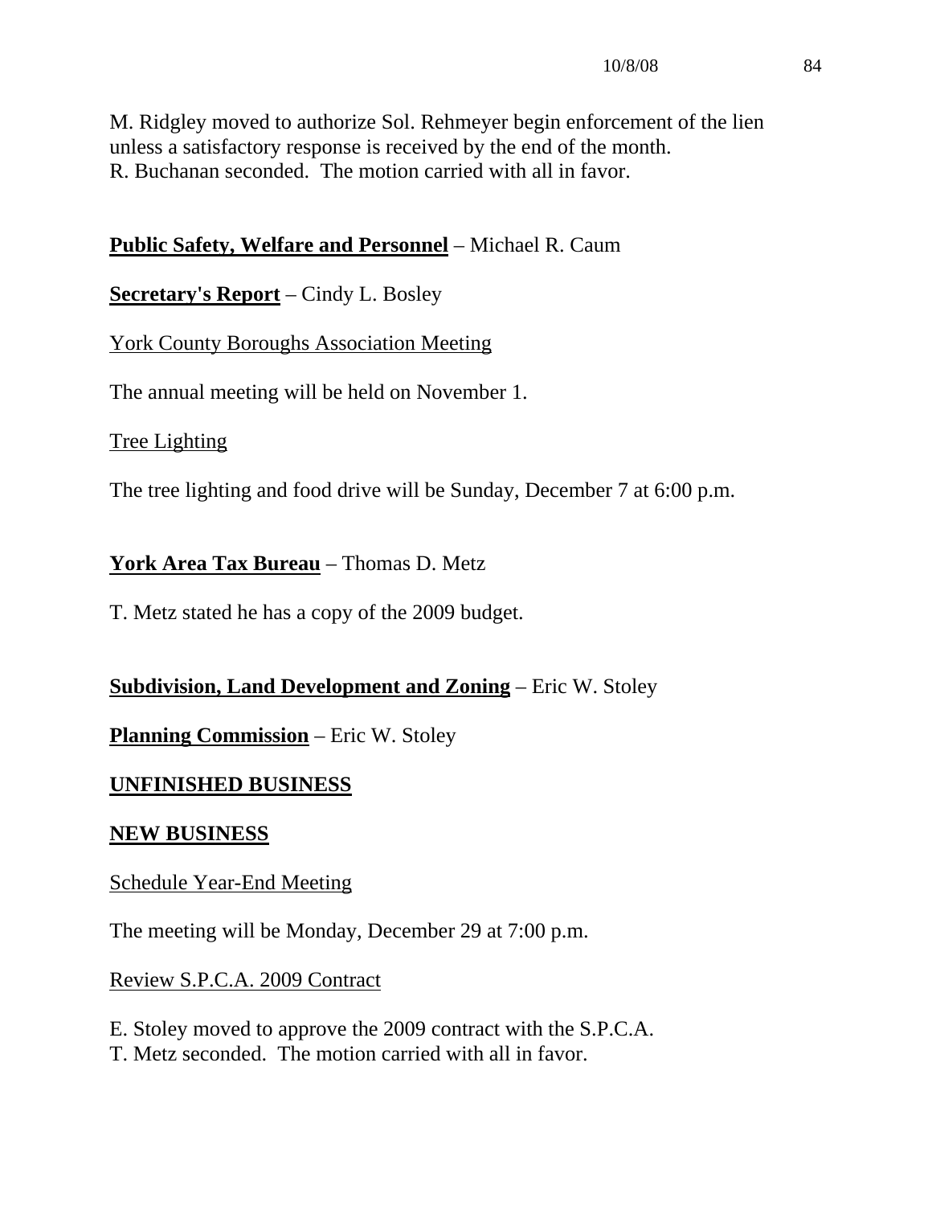M. Ridgley moved to authorize Sol. Rehmeyer begin enforcement of the lien unless a satisfactory response is received by the end of the month.
R. Buchanan seconded. The motion carried with all in favor.

**Public Safety, Welfare and Personnel** – Michael R. Caum

**Secretary's Report** – Cindy L. Bosley

York County Boroughs Association Meeting

The annual meeting will be held on November 1.

Tree Lighting

The tree lighting and food drive will be Sunday, December 7 at 6:00 p.m.

**York Area Tax Bureau** – Thomas D. Metz

T. Metz stated he has a copy of the 2009 budget.

**Subdivision, Land Development and Zoning** – Eric W. Stoley

**Planning Commission** – Eric W. Stoley

**UNFINISHED BUSINESS**

**NEW BUSINESS**

Schedule Year-End Meeting

The meeting will be Monday, December 29 at 7:00 p.m.

Review S.P.C.A. 2009 Contract

E. Stoley moved to approve the 2009 contract with the S.P.C.A.
T. Metz seconded. The motion carried with all in favor.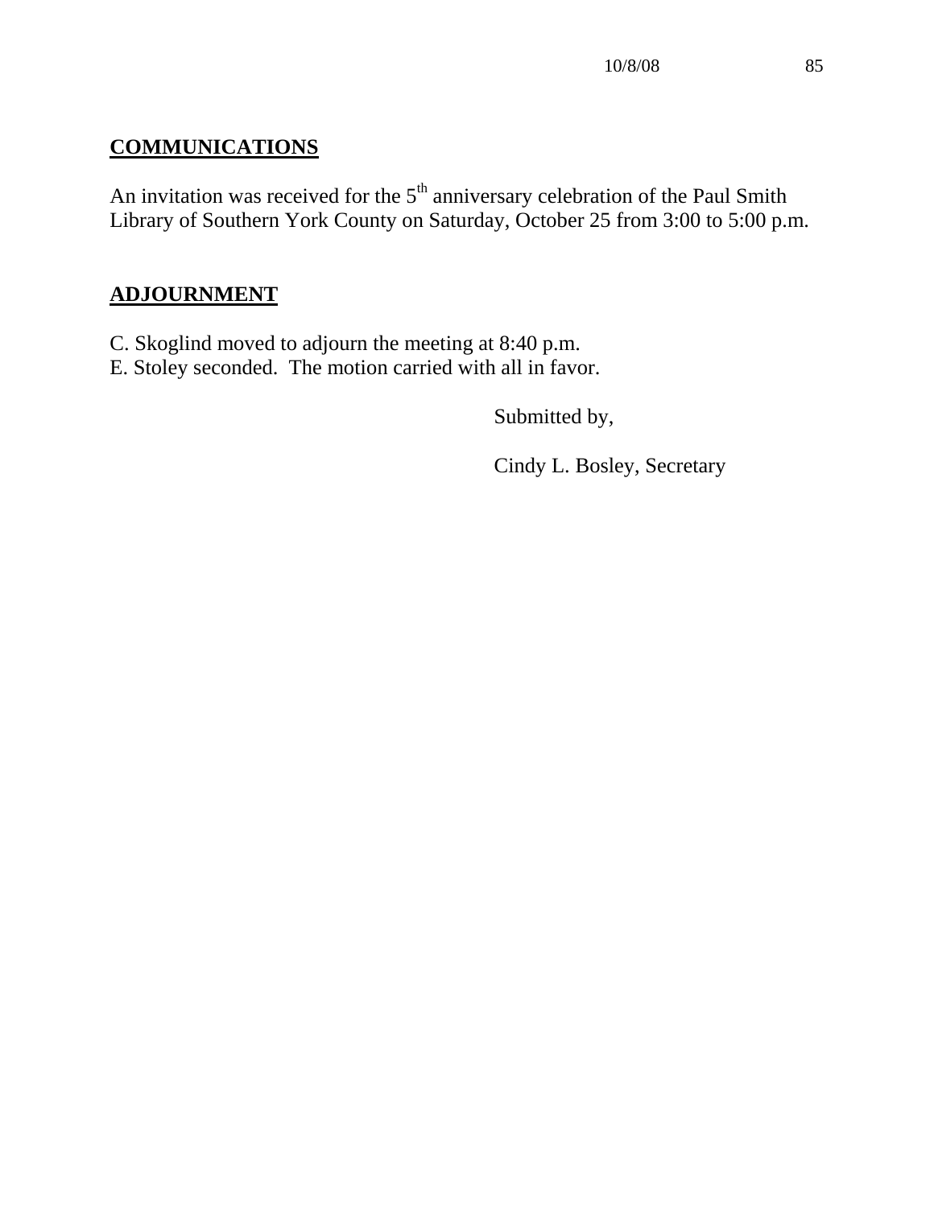## COMMUNICATIONS

An invitation was received for the 5th anniversary celebration of the Paul Smith Library of Southern York County on Saturday, October 25 from 3:00 to 5:00 p.m.

## ADJOURNMENT

C. Skoglind moved to adjourn the meeting at 8:40 p.m.
E. Stoley seconded. The motion carried with all in favor.

Submitted by,

Cindy L. Bosley, Secretary